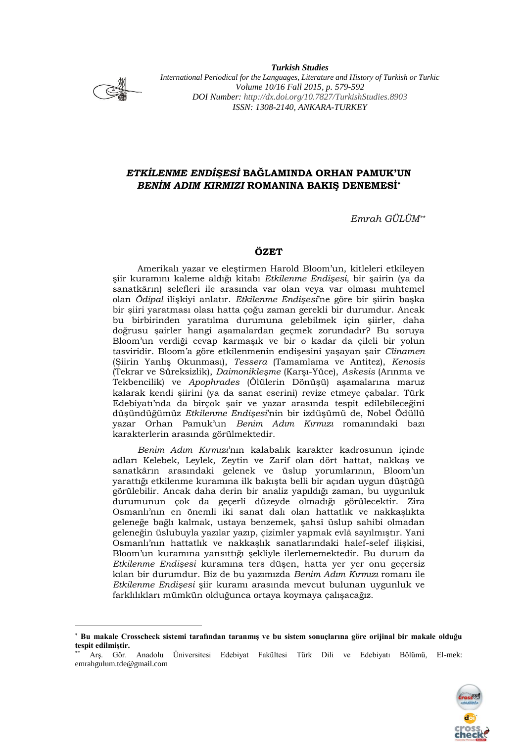***Turkish Studies***

*International Periodical for the Languages, Literature and History of Turkish or Turkic*
*Volume 10/16 Fall 2015, p. 579-592*
*DOI Number: http://dx.doi.org/10.7827/TurkishStudies.8903*
*ISSN: 1308-2140, ANKARA-TURKEY*

# *ETKİLENME ENDİŞESİ* BAĞLAMINDA ORHAN PAMUK'UN *BENİM ADIM KIRMIZI* ROMANINA BAKIŞ DENEMESİ[*]

*Emrah GÜLÜM*[**]

## ÖZET

Amerikalı yazar ve eleştirmen Harold Bloom'un, kitleleri etkileyen şiir kuramını kaleme aldığı kitabı *Etkilenme Endişesi,* bir şairin (ya da sanatkârın) selefleri ile arasında var olan veya var olması muhtemel olan *Ödipal* ilişkiyi anlatır. *Etkilenme Endişesi*'ne göre bir şiirin başka bir şiiri yaratması olası hatta çoğu zaman gerekli bir durumdur. Ancak bu birbirinden yaratılma durumuna gelebilmek için şiirler, daha doğrusu şairler hangi aşamalardan geçmek zorundadır? Bu soruya Bloom'un verdiği cevap karmaşık ve bir o kadar da çileli bir yolun tasviridir. Bloom'a göre etkilenmenin endişesini yaşayan şair *Clinamen* (Şiirin Yanlış Okunması), *Tessera* (Tamamlama ve Antitez), *Kenosis* (Tekrar ve Süreksizlik), *Daimonikleşme* (Karşı-Yüce), *Askesis* (Arınma ve Tekbencilik) ve *Apophrades* (Ölülerin Dönüşü) aşamalarına maruz kalarak kendi şiirini (ya da sanat eserini) revize etmeye çabalar. Türk Edebiyatı'nda da birçok şair ve yazar arasında tespit edilebileceğini düşündüğümüz *Etkilenme Endişesi*'nin bir izdüşümü de, Nobel Ödüllü yazar Orhan Pamuk'un *Benim Adım Kırmızı* romanındaki bazı karakterlerin arasında görülmektedir.

*Benim Adım Kırmızı*'nın kalabalık karakter kadrosunun içinde adları Kelebek, Leylek, Zeytin ve Zarif olan dört hattat, nakkaş ve sanatkârın arasındaki gelenek ve üslup yorumlarının, Bloom'un yarattığı etkilenme kuramına ilk bakışta belli bir açıdan uygun düştüğü görülebilir. Ancak daha derin bir analiz yapıldığı zaman, bu uygunluk durumunun çok da geçerli düzeyde olmadığı görülecektir. Zira Osmanlı'nın en önemli iki sanat dalı olan hattatlık ve nakkaşlıkta geleneğe bağlı kalmak, ustaya benzemek, şahsî üslup sahibi olmadan geleneğin üslubuyla yazılar yazıp, çizimler yapmak evlâ sayılmıştır. Yani Osmanlı'nın hattatlık ve nakkaşlık sanatlarındaki halef-selef ilişkisi, Bloom'un kuramına yansıttığı şekliyle ilerlememektedir. Bu durum da *Etkilenme Endişesi* kuramına ters düşen, hatta yer yer onu geçersiz kılan bir durumdur. Biz de bu yazımızda *Benim Adım Kırmızı* romanı ile *Etkilenme Endişesi* şiir kuramı arasında mevcut bulunan uygunluk ve farklılıkları mümkün olduğunca ortaya koymaya çalışacağız.

---

[*] **Bu makale Crosscheck sistemi tarafından taranmış ve bu sistem sonuçlarına göre orijinal bir makale olduğu tespit edilmiştir.**

[**] Arş. Gör. Anadolu Üniversitesi Edebiyat Fakültesi Türk Dili ve Edebiyatı Bölümü, El-mek: emrahgulum.tde@gmail.com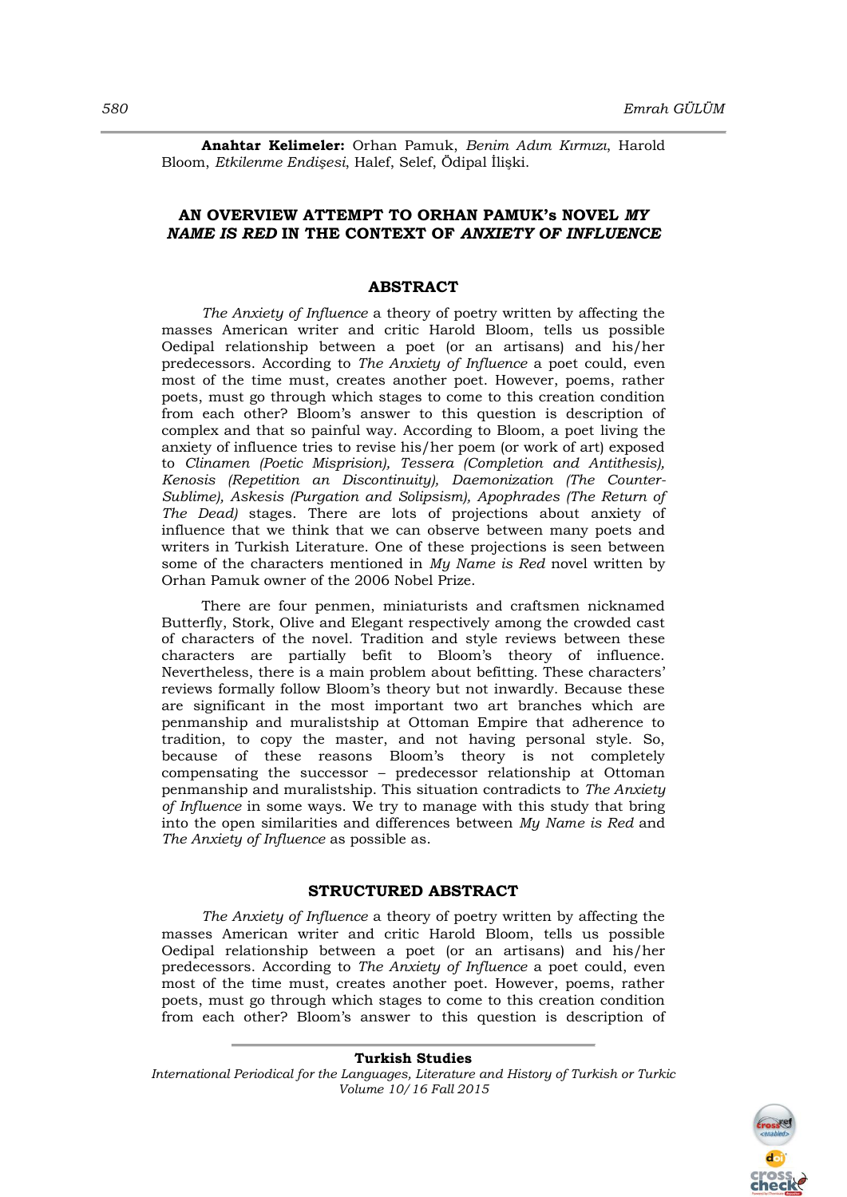**Anahtar Kelimeler:** Orhan Pamuk, *Benim Adım Kırmızı*, Harold Bloom, *Etkilenme Endişesi*, Halef, Selef, Ödipal İlişki.

## AN OVERVIEW ATTEMPT TO ORHAN PAMUK's NOVEL *MY NAME IS RED* IN THE CONTEXT OF *ANXIETY OF INFLUENCE*

### ABSTRACT

*The Anxiety of Influence* a theory of poetry written by affecting the masses American writer and critic Harold Bloom, tells us possible Oedipal relationship between a poet (or an artisans) and his/her predecessors. According to *The Anxiety of Influence* a poet could, even most of the time must, creates another poet. However, poems, rather poets, must go through which stages to come to this creation condition from each other? Bloom's answer to this question is description of complex and that so painful way. According to Bloom, a poet living the anxiety of influence tries to revise his/her poem (or work of art) exposed to *Clinamen (Poetic Misprision), Tessera (Completion and Antithesis), Kenosis (Repetition an Discontinuity), Daemonization (The Counter-Sublime), Askesis (Purgation and Solipsism), Apophrades (The Return of The Dead)* stages. There are lots of projections about anxiety of influence that we think that we can observe between many poets and writers in Turkish Literature. One of these projections is seen between some of the characters mentioned in *My Name is Red* novel written by Orhan Pamuk owner of the 2006 Nobel Prize.

There are four penmen, miniaturists and craftsmen nicknamed Butterfly, Stork, Olive and Elegant respectively among the crowded cast of characters of the novel. Tradition and style reviews between these characters are partially befit to Bloom's theory of influence. Nevertheless, there is a main problem about befitting. These characters' reviews formally follow Bloom's theory but not inwardly. Because these are significant in the most important two art branches which are penmanship and muralistship at Ottoman Empire that adherence to tradition, to copy the master, and not having personal style. So, because of these reasons Bloom's theory is not completely compensating the successor – predecessor relationship at Ottoman penmanship and muralistship. This situation contradicts to *The Anxiety of Influence* in some ways. We try to manage with this study that bring into the open similarities and differences between *My Name is Red* and *The Anxiety of Influence* as possible as.

### STRUCTURED ABSTRACT

*The Anxiety of Influence* a theory of poetry written by affecting the masses American writer and critic Harold Bloom, tells us possible Oedipal relationship between a poet (or an artisans) and his/her predecessors. According to *The Anxiety of Influence* a poet could, even most of the time must, creates another poet. However, poems, rather poets, must go through which stages to come to this creation condition from each other? Bloom's answer to this question is description of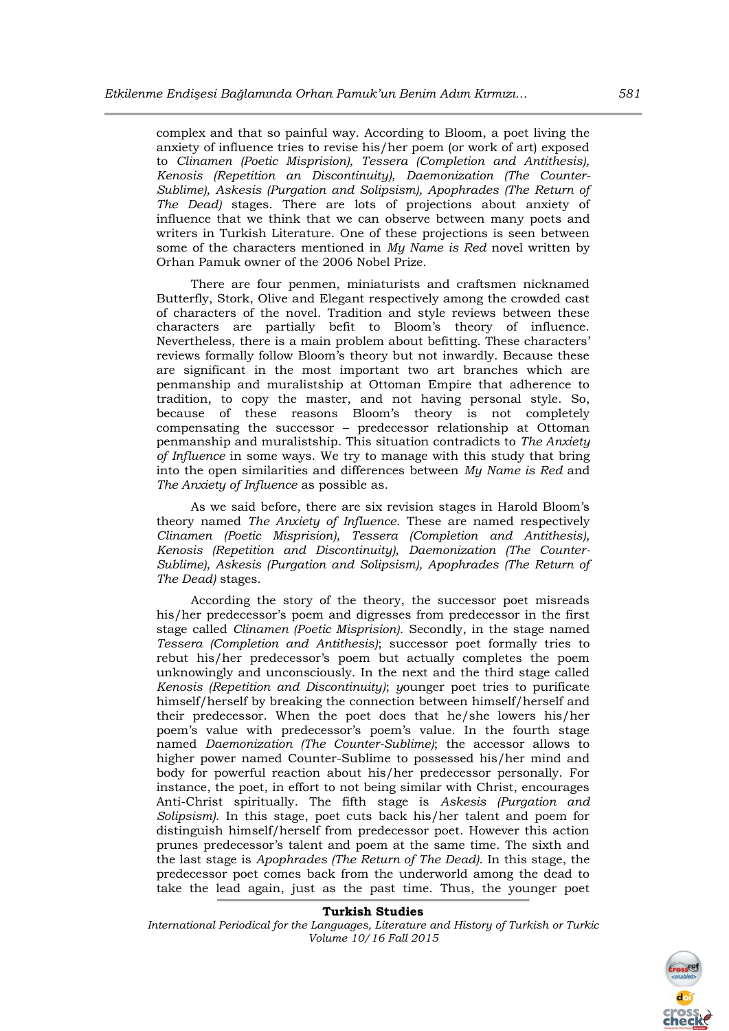complex and that so painful way. According to Bloom, a poet living the anxiety of influence tries to revise his/her poem (or work of art) exposed to *Clinamen (Poetic Misprision), Tessera (Completion and Antithesis), Kenosis (Repetition an Discontinuity), Daemonization (The Counter-Sublime), Askesis (Purgation and Solipsism), Apophrades (The Return of The Dead)* stages. There are lots of projections about anxiety of influence that we think that we can observe between many poets and writers in Turkish Literature. One of these projections is seen between some of the characters mentioned in *My Name is Red* novel written by Orhan Pamuk owner of the 2006 Nobel Prize.

There are four penmen, miniaturists and craftsmen nicknamed Butterfly, Stork, Olive and Elegant respectively among the crowded cast of characters of the novel. Tradition and style reviews between these characters are partially befit to Bloom's theory of influence. Nevertheless, there is a main problem about befitting. These characters' reviews formally follow Bloom's theory but not inwardly. Because these are significant in the most important two art branches which are penmanship and muralistship at Ottoman Empire that adherence to tradition, to copy the master, and not having personal style. So, because of these reasons Bloom's theory is not completely compensating the successor – predecessor relationship at Ottoman penmanship and muralistship. This situation contradicts to *The Anxiety of Influence* in some ways. We try to manage with this study that bring into the open similarities and differences between *My Name is Red* and *The Anxiety of Influence* as possible as.

As we said before, there are six revision stages in Harold Bloom's theory named *The Anxiety of Influence*. These are named respectively *Clinamen (Poetic Misprision), Tessera (Completion and Antithesis), Kenosis (Repetition and Discontinuity), Daemonization (The Counter-Sublime), Askesis (Purgation and Solipsism), Apophrades (The Return of The Dead)* stages.

According the story of the theory, the successor poet misreads his/her predecessor's poem and digresses from predecessor in the first stage called *Clinamen (Poetic Misprision)*. Secondly, in the stage named *Tessera (Completion and Antithesis)*; successor poet formally tries to rebut his/her predecessor's poem but actually completes the poem unknowingly and unconsciously. In the next and the third stage called *Kenosis (Repetition and Discontinuity)*; younger poet tries to purificate himself/herself by breaking the connection between himself/herself and their predecessor. When the poet does that he/she lowers his/her poem's value with predecessor's poem's value. In the fourth stage named *Daemonization (The Counter-Sublime)*; the accessor allows to higher power named Counter-Sublime to possessed his/her mind and body for powerful reaction about his/her predecessor personally. For instance, the poet, in effort to not being similar with Christ, encourages Anti-Christ spiritually. The fifth stage is *Askesis (Purgation and Solipsism)*. In this stage, poet cuts back his/her talent and poem for distinguish himself/herself from predecessor poet. However this action prunes predecessor's talent and poem at the same time. The sixth and the last stage is *Apophrades (The Return of The Dead)*. In this stage, the predecessor poet comes back from the underworld among the dead to take the lead again, just as the past time. Thus, the younger poet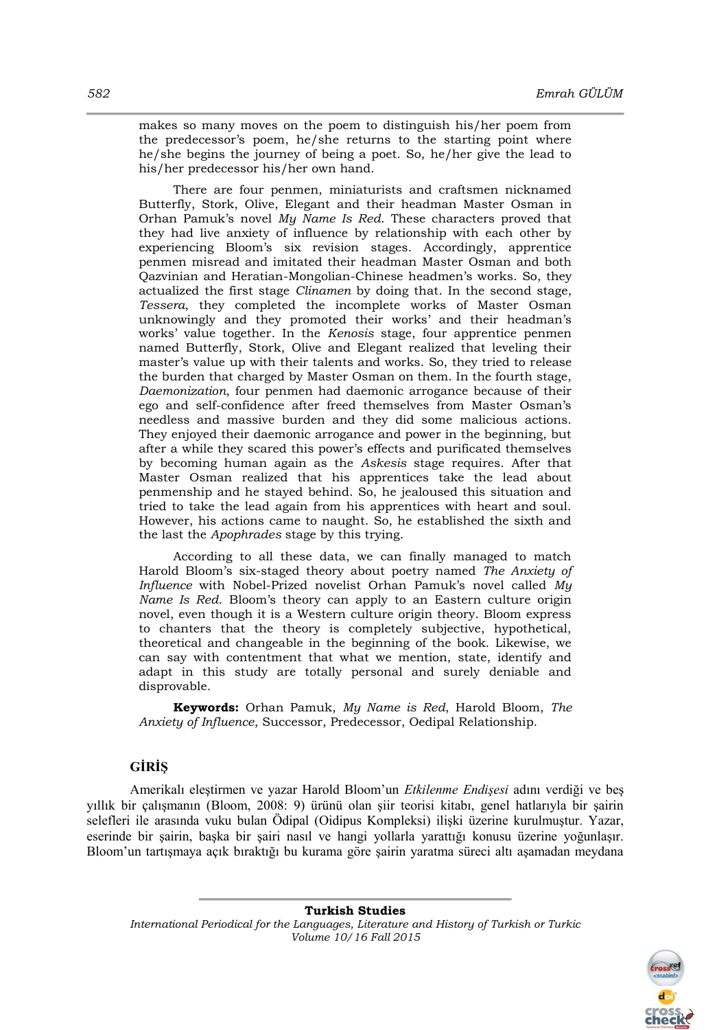makes so many moves on the poem to distinguish his/her poem from the predecessor's poem, he/she returns to the starting point where he/she begins the journey of being a poet. So, he/her give the lead to his/her predecessor his/her own hand.

There are four penmen, miniaturists and craftsmen nicknamed Butterfly, Stork, Olive, Elegant and their headman Master Osman in Orhan Pamuk's novel *My Name Is Red*. These characters proved that they had live anxiety of influence by relationship with each other by experiencing Bloom's six revision stages. Accordingly, apprentice penmen misread and imitated their headman Master Osman and both Qazvinian and Heratian-Mongolian-Chinese headmen's works. So, they actualized the first stage *Clinamen* by doing that. In the second stage, *Tessera*, they completed the incomplete works of Master Osman unknowingly and they promoted their works' and their headman's works' value together. In the *Kenosis* stage, four apprentice penmen named Butterfly, Stork, Olive and Elegant realized that leveling their master's value up with their talents and works. So, they tried to release the burden that charged by Master Osman on them. In the fourth stage, *Daemonization*, four penmen had daemonic arrogance because of their ego and self-confidence after freed themselves from Master Osman's needless and massive burden and they did some malicious actions. They enjoyed their daemonic arrogance and power in the beginning, but after a while they scared this power's effects and purificated themselves by becoming human again as the *Askesis* stage requires. After that Master Osman realized that his apprentices take the lead about penmenship and he stayed behind. So, he jealoused this situation and tried to take the lead again from his apprentices with heart and soul. However, his actions came to naught. So, he established the sixth and the last the *Apophrades* stage by this trying.

According to all these data, we can finally managed to match Harold Bloom's six-staged theory about poetry named *The Anxiety of Influence* with Nobel-Prized novelist Orhan Pamuk's novel called *My Name Is Red*. Bloom's theory can apply to an Eastern culture origin novel, even though it is a Western culture origin theory. Bloom express to chanters that the theory is completely subjective, hypothetical, theoretical and changeable in the beginning of the book. Likewise, we can say with contentment that what we mention, state, identify and adapt in this study are totally personal and surely deniable and disprovable.

**Keywords:** Orhan Pamuk, *My Name is Red*, Harold Bloom, *The Anxiety of Influence*, Successor, Predecessor, Oedipal Relationship.

## GİRİŞ

Amerikalı eleştirmen ve yazar Harold Bloom'un *Etkilenme Endişesi* adını verdiği ve beş yıllık bir çalışmanın (Bloom, 2008: 9) ürünü olan şiir teorisi kitabı, genel hatlarıyla bir şairin selefleri ile arasında vuku bulan Ödipal (Oidipus Kompleksi) ilişki üzerine kurulmuştur. Yazar, eserinde bir şairin, başka bir şairi nasıl ve hangi yollarla yarattığı konusu üzerine yoğunlaşır. Bloom'un tartışmaya açık bıraktığı bu kurama göre şairin yaratma süreci altı aşamadan meydana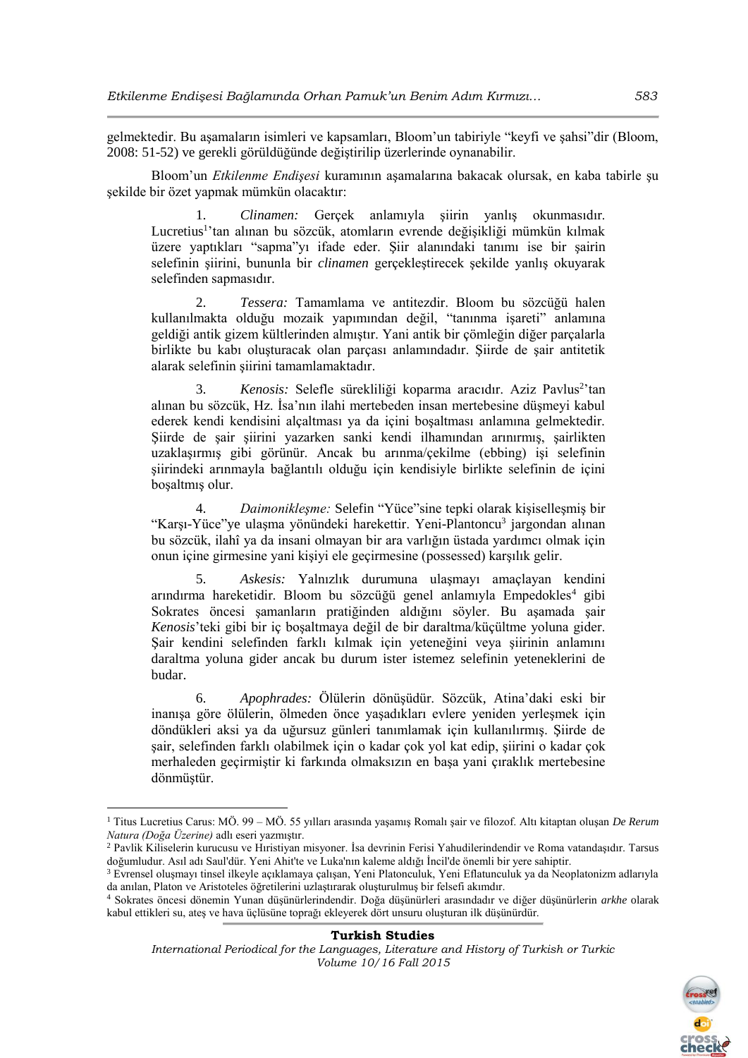gelmektedir. Bu aşamaların isimleri ve kapsamları, Bloom'un tabiriyle "keyfi ve şahsi"dir (Bloom, 2008: 51-52) ve gerekli görüldüğünde değiştirilip üzerlerinde oynanabilir.

Bloom'un *Etkilenme Endişesi* kuramının aşamalarına bakacak olursak, en kaba tabirle şu şekilde bir özet yapmak mümkün olacaktır:

> 1. *Clinamen:* Gerçek anlamıyla şiirin yanlış okunmasıdır. Lucretius[1]'tan alınan bu sözcük, atomların evrende değişikliği mümkün kılmak üzere yaptıkları "sapma"yı ifade eder. Şiir alanındaki tanımı ise bir şairin selefinin şiirini, bununla bir *clinamen* gerçekleştirecek şekilde yanlış okuyarak selefinden sapmasıdır.
>
> 2. *Tessera:* Tamamlama ve antitezdir. Bloom bu sözcüğü halen kullanılmakta olduğu mozaik yapımından değil, "tanınma işareti" anlamına geldiği antik gizem kültlerinden almıştır. Yani antik bir çömleğin diğer parçalarla birlikte bu kabı oluşturacak olan parçası anlamındadır. Şiirde de şair antitetik alarak selefinin şiirini tamamlamaktadır.
>
> 3. *Kenosis:* Selefle sürekliliği koparma aracıdır. Aziz Pavlus[2]'tan alınan bu sözcük, Hz. İsa'nın ilahi mertebeden insan mertebesine düşmeyi kabul ederek kendi kendisini alçaltması ya da içini boşaltması anlamına gelmektedir. Şiirde de şair şiirini yazarken sanki kendi ilhamından arınırmış, şairlikten uzaklaşırmış gibi görünür. Ancak bu arınma/çekilme (ebbing) işi selefinin şiirindeki arınmayla bağlantılı olduğu için kendisiyle birlikte selefinin de içini boşaltmış olur.
>
> 4. *Daimonikleşme:* Selefin "Yüce"sine tepki olarak kişiselleşmiş bir "Karşı-Yüce"ye ulaşma yönündeki harekettir. Yeni-Plantoncu[3] jargondan alınan bu sözcük, ilahî ya da insani olmayan bir ara varlığın üstada yardımcı olmak için onun içine girmesine yani kişiyi ele geçirmesine (possessed) karşılık gelir.
>
> 5. *Askesis:* Yalnızlık durumuna ulaşmayı amaçlayan kendini arındırma hareketidir. Bloom bu sözcüğü genel anlamıyla Empedokles[4] gibi Sokrates öncesi şamanların pratiğinden aldığını söyler. Bu aşamada şair *Kenosis*'teki gibi bir iç boşaltmaya değil de bir daraltma/küçültme yoluna gider. Şair kendini selefinden farklı kılmak için yeteneğini veya şiirinin anlamını daraltma yoluna gider ancak bu durum ister istemez selefinin yeteneklerini de budar.
>
> 6. *Apophrades:* Ölülerin dönüşüdür. Sözcük, Atina'daki eski bir inanışa göre ölülerin, ölmeden önce yaşadıkları evlere yeniden yerleşmek için döndükleri aksi ya da uğursuz günleri tanımlamak için kullanılırmış. Şiirde de şair, selefinden farklı olabilmek için o kadar çok yol kat edip, şiirini o kadar çok merhaleden geçirmiştir ki farkında olmaksızın en başa yani çıraklık mertebesine dönmüştür.

---

[1] Titus Lucretius Carus: MÖ. 99 – MÖ. 55 yılları arasında yaşamış Romalı şair ve filozof. Altı kitaptan oluşan *De Rerum Natura (Doğa Üzerine)* adlı eseri yazmıştır.

[2] Pavlik Kiliselerin kurucusu ve Hıristiyan misyoner. İsa devrinin Ferisi Yahudilerindendir ve Roma vatandaşıdır. Tarsus doğumludur. Asıl adı Saul'dür. Yeni Ahit'te ve Luka'nın kaleme aldığı İncil'de önemli bir yere sahiptir.

[3] Evrensel oluşmayı tinsel ilkeyle açıklamaya çalışan, Yeni Platonculuk, Yeni Eflatunculuk ya da Neoplatonizm adlarıyla da anılan, Platon ve Aristoteles öğretilerini uzlaştırarak oluşturulmuş bir felsefi akımdır.

[4] Sokrates öncesi dönemin Yunan düşünürlerindendir. Doğa düşünürleri arasındadır ve diğer düşünürlerin *arkhe* olarak kabul ettikleri su, ateş ve hava üçlüsüne toprağı ekleyerek dört unsuru oluşturan ilk düşünürdür.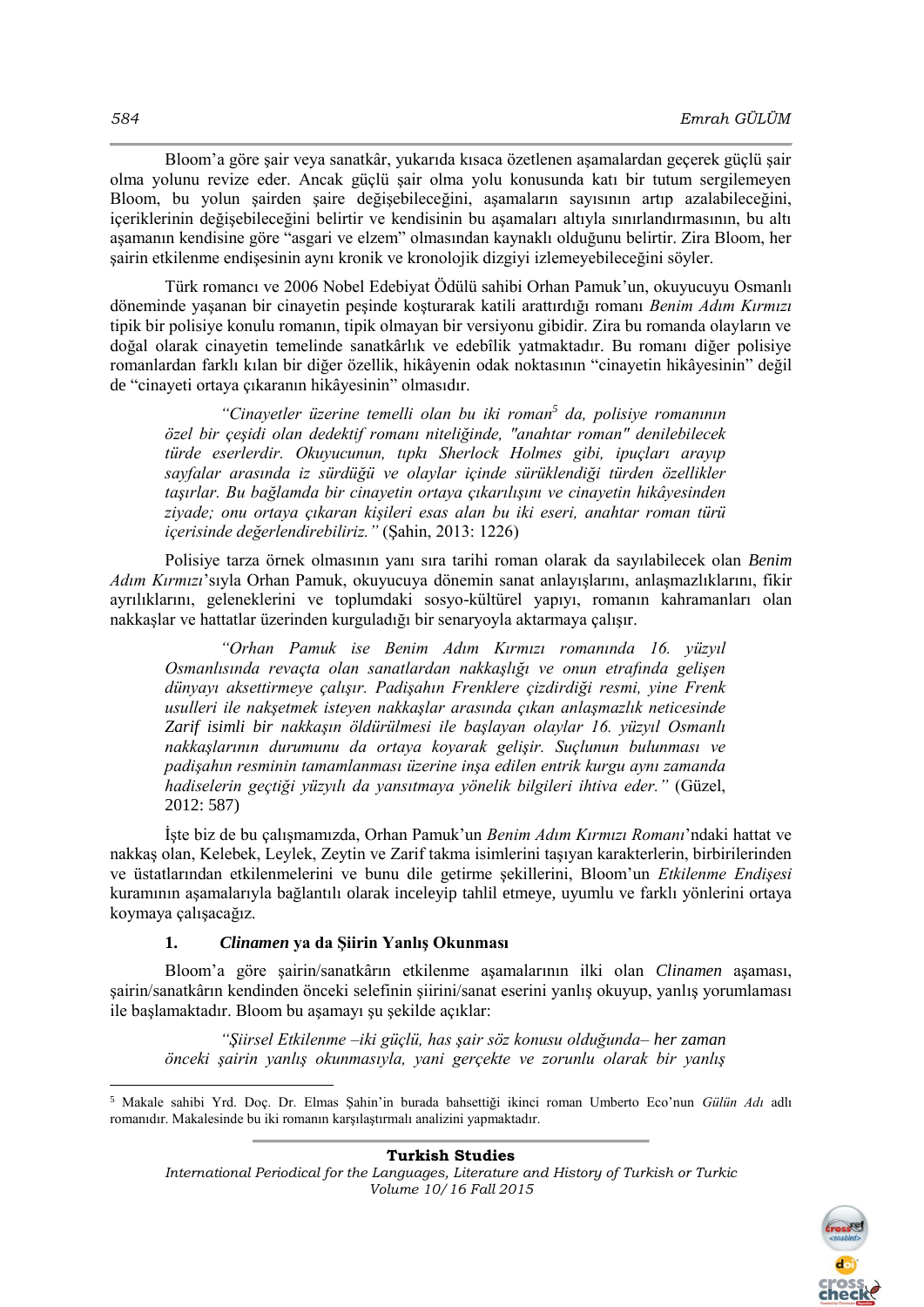Bloom'a göre şair veya sanatkâr, yukarıda kısaca özetlenen aşamalardan geçerek güçlü şair olma yolunu revize eder. Ancak güçlü şair olma yolu konusunda katı bir tutum sergilemeyen Bloom, bu yolun şairden şaire değişebileceğini, aşamaların sayısının artıp azalabileceğini, içeriklerinin değişebileceğini belirtir ve kendisinin bu aşamaları altıyla sınırlandırmasının, bu altı aşamanın kendisine göre "asgari ve elzem" olmasından kaynaklı olduğunu belirtir. Zira Bloom, her şairin etkilenme endişesinin aynı kronik ve kronolojik dizgiyi izlemeyebileceğini söyler.

Türk romancı ve 2006 Nobel Edebiyat Ödülü sahibi Orhan Pamuk'un, okuyucuyu Osmanlı döneminde yaşanan bir cinayetin peşinde koşturarak katili arattırdığı romanı *Benim Adım Kırmızı* tipik bir polisiye konulu romanın, tipik olmayan bir versiyonu gibidir. Zira bu romanda olayların ve doğal olarak cinayetin temelinde sanatkârlık ve edebîlik yatmaktadır. Bu romanı diğer polisiye romanlardan farklı kılan bir diğer özellik, hikâyenin odak noktasının "cinayetin hikâyesinin" değil de "cinayeti ortaya çıkaranın hikâyesinin" olmasıdır.

> *"Cinayetler üzerine temelli olan bu iki roman[5] da, polisiye romanının özel bir çeşidi olan dedektif romanı niteliğinde, "anahtar roman" denilebilecek türde eserlerdir. Okuyucunun, tıpkı Sherlock Holmes gibi, ipuçları arayıp sayfalar arasında iz sürdüğü ve olaylar içinde sürüklendiği türden özellikler taşırlar. Bu bağlamda bir cinayetin ortaya çıkarılışını ve cinayetin hikâyesinden ziyade; onu ortaya çıkaran kişileri esas alan bu iki eseri, anahtar roman türü içerisinde değerlendirebiliriz."* (Şahin, 2013: 1226)

Polisiye tarza örnek olmasının yanı sıra tarihi roman olarak da sayılabilecek olan *Benim Adım Kırmızı*'sıyla Orhan Pamuk, okuyucuya dönemin sanat anlayışlarını, anlaşmazlıklarını, fikir ayrılıklarını, geleneklerini ve toplumdaki sosyo-kültürel yapıyı, romanın kahramanları olan nakkaşlar ve hattatlar üzerinden kurguladığı bir senaryoyla aktarmaya çalışır.

> *"Orhan Pamuk ise Benim Adım Kırmızı romanında 16. yüzyıl Osmanlısında revaçta olan sanatlardan nakkaşlığı ve onun etrafında gelişen dünyayı aksettirmeye çalışır. Padişahın Frenklere çizdirdiği resmi, yine Frenk usulleri ile nakşetmek isteyen nakkaşlar arasında çıkan anlaşmazlık neticesinde Zarif isimli bir nakkaşın öldürülmesi ile başlayan olaylar 16. yüzyıl Osmanlı nakkaşlarının durumunu da ortaya koyarak gelişir. Suçlunun bulunması ve padişahın resminin tamamlanması üzerine inşa edilen entrik kurgu aynı zamanda hadiselerin geçtiği yüzyılı da yansıtmaya yönelik bilgileri ihtiva eder."* (Güzel, 2012: 587)

İşte biz de bu çalışmamızda, Orhan Pamuk'un *Benim Adım Kırmızı Romanı*'ndaki hattat ve nakkaş olan, Kelebek, Leylek, Zeytin ve Zarif takma isimlerini taşıyan karakterlerin, birbirilerinden ve üstatlarından etkilenmelerini ve bunu dile getirme şekillerini, Bloom'un *Etkilenme Endişesi* kuramının aşamalarıyla bağlantılı olarak inceleyip tahlil etmeye, uyumlu ve farklı yönlerini ortaya koymaya çalışacağız.

### 1. *Clinamen* ya da Şiirin Yanlış Okunması

Bloom'a göre şairin/sanatkârın etkilenme aşamalarının ilki olan *Clinamen* aşaması, şairin/sanatkârın kendinden önceki selefinin şiirini/sanat eserini yanlış okuyup, yanlış yorumlaması ile başlamaktadır. Bloom bu aşamayı şu şekilde açıklar:

> *"Şiirsel Etkilenme –iki güçlü, has şair söz konusu olduğunda– her zaman önceki şairin yanlış okunmasıyla, yani gerçekte ve zorunlu olarak bir yanlış*

[5] Makale sahibi Yrd. Doç. Dr. Elmas Şahin'in burada bahsettiği ikinci roman Umberto Eco'nun *Gülün Adı* adlı romanıdır. Makalesinde bu iki romanın karşılaştırmalı analizini yapmaktadır.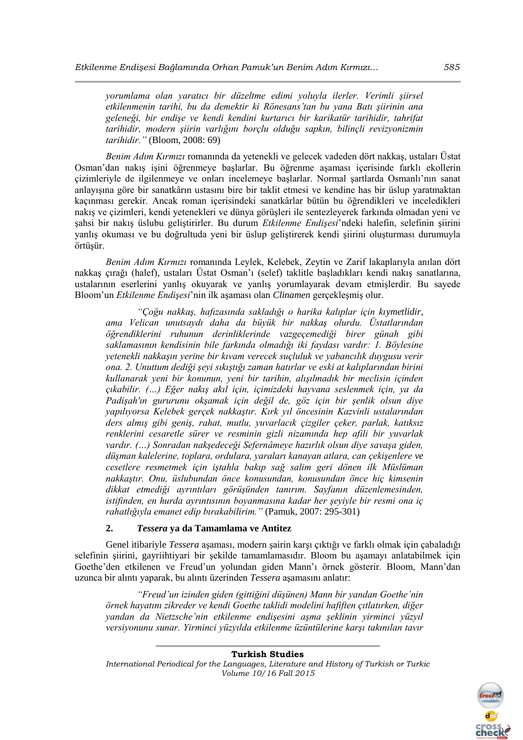*yorumlama olan yaratıcı bir düzeltme edimi yoluyla ilerler. Verimli şiirsel etkilenmenin tarihi, bu da demektir ki Rönesans'tan bu yana Batı şiirinin ana geleneği, bir endişe ve kendi kendini kurtarıcı bir karikatür tarihidir, tahrifat tarihidir, modern şiirin varlığını borçlu olduğu sapkın, bilinçli revizyonizmin tarihidir."* (Bloom, 2008: 69)

*Benim Adım Kırmızı* romanında da yetenekli ve gelecek vadeden dört nakkaş, ustaları Üstat Osman'dan nakış işini öğrenmeye başlarlar. Bu öğrenme aşaması içerisinde farklı ekollerin çizimleriyle de ilgilenmeye ve onları incelemeye başlarlar. Normal şartlarda Osmanlı'nın sanat anlayışına göre bir sanatkârın ustasını bire bir taklit etmesi ve kendine has bir üslup yaratmaktan kaçınması gerekir. Ancak roman içerisindeki sanatkârlar bütün bu öğrendikleri ve inceledikleri nakış ve çizimleri, kendi yetenekleri ve dünya görüşleri ile sentezleyerek farkında olmadan yeni ve şahsi bir nakış üslubu geliştirirler. Bu durum *Etkilenme Endişesi*'ndeki halefin, selefinin şiirini yanlış okuması ve bu doğrultuda yeni bir üslup geliştirerek kendi şiirini oluşturması durumuyla örtüşür.

*Benim Adım Kırmızı* romanında Leylek, Kelebek, Zeytin ve Zarif lakaplarıyla anılan dört nakkaş çırağı (halef), ustaları Üstat Osman'ı (selef) taklitle başladıkları kendi nakış sanatlarına, ustalarının eserlerini yanlış okuyarak ve yanlış yorumlayarak devam etmişlerdir. Bu sayede Bloom'un *Etkilenme Endişesi*'nin ilk aşaması olan *Clinamen* gerçekleşmiş olur.

*"Çoğu nakkaş, hafızasında sakladığı o harika kalıplar için kıymetlidir, ama Velican unutsaydı daha da büyük bir nakkaş olurdu. Üstatlarından öğrendiklerini ruhunun derinliklerinde vazgeçemediği birer günah gibi saklamasının kendisinin bile farkında olmadığı iki faydası vardır: 1. Böylesine yetenekli nakkaşın yerine bir kıvam verecek suçluluk ve yabancılık duygusu verir ona. 2. Unuttum dediği şeyi sıkıştığı zaman hatırlar ve eski at kalıplarından birini kullanarak yeni bir konunun, yeni bir tarihin, alışılmadık bir meclisin içinden çıkabilir. (…) Eğer nakış akıl için, içimizdeki hayvana seslenmek için, ya da Padişah'ın gururunu okşamak için değil de, göz için bir şenlik olsun diye yapılıyorsa Kelebek gerçek nakkaştır. Kırk yıl öncesinin Kazvinli ustalarından ders almış gibi geniş, rahat, mutlu, yuvarlacık çizgiler çeker, parlak, katıksız renklerini cesaretle sürer ve resminin gizli nizamında hep afili bir yuvarlak vardır. (…) Sonradan nakşedeceği Sefernâmeye hazırlık olsun diye savaşa giden, düşman kalelerine, toplara, ordulara, yaraları kanayan atlara, can çekişenlere ve cesetlere resmetmek için iştahla bakıp sağ salim geri dönen ilk Müslüman nakkaştır. Onu, üslubundan önce konusundan, konusundan önce hiç kimsenin dikkat etmediği ayrıntıları görüşünden tanırım. Sayfanın düzenlemesinden, istifinden, en hurda ayrıntısının boyanmasına kadar her şeyiyle bir resmi ona iç rahatlığıyla emanet edip bırakabilirim."* (Pamuk, 2007: 295-301)

### 2. *Tessera* ya da Tamamlama ve Antitez

Genel itibariyle *Tessera* aşaması, modern şairin karşı çıktığı ve farklı olmak için çabaladığı selefinin şiirini, gayriihtiyari bir şekilde tamamlamasıdır. Bloom bu aşamayı anlatabilmek için Goethe'den etkilenen ve Freud'un yolundan giden Mann'ı örnek gösterir. Bloom, Mann'dan uzunca bir alıntı yaparak, bu alıntı üzerinden *Tessera* aşamasını anlatır:

*"Freud'un izinden giden (gittiğini düşünen) Mann bir yandan Goethe'nin örnek hayatını zikreder ve kendi Goethe taklidi modelini hafiften çıtlatırken, diğer yandan da Nietzsche'nin etkilenme endişesini aşma şeklinin yirminci yüzyıl versiyonunu sunar. Yirminci yüzyılda etkilenme üzüntülerine karşı takınılan tavır*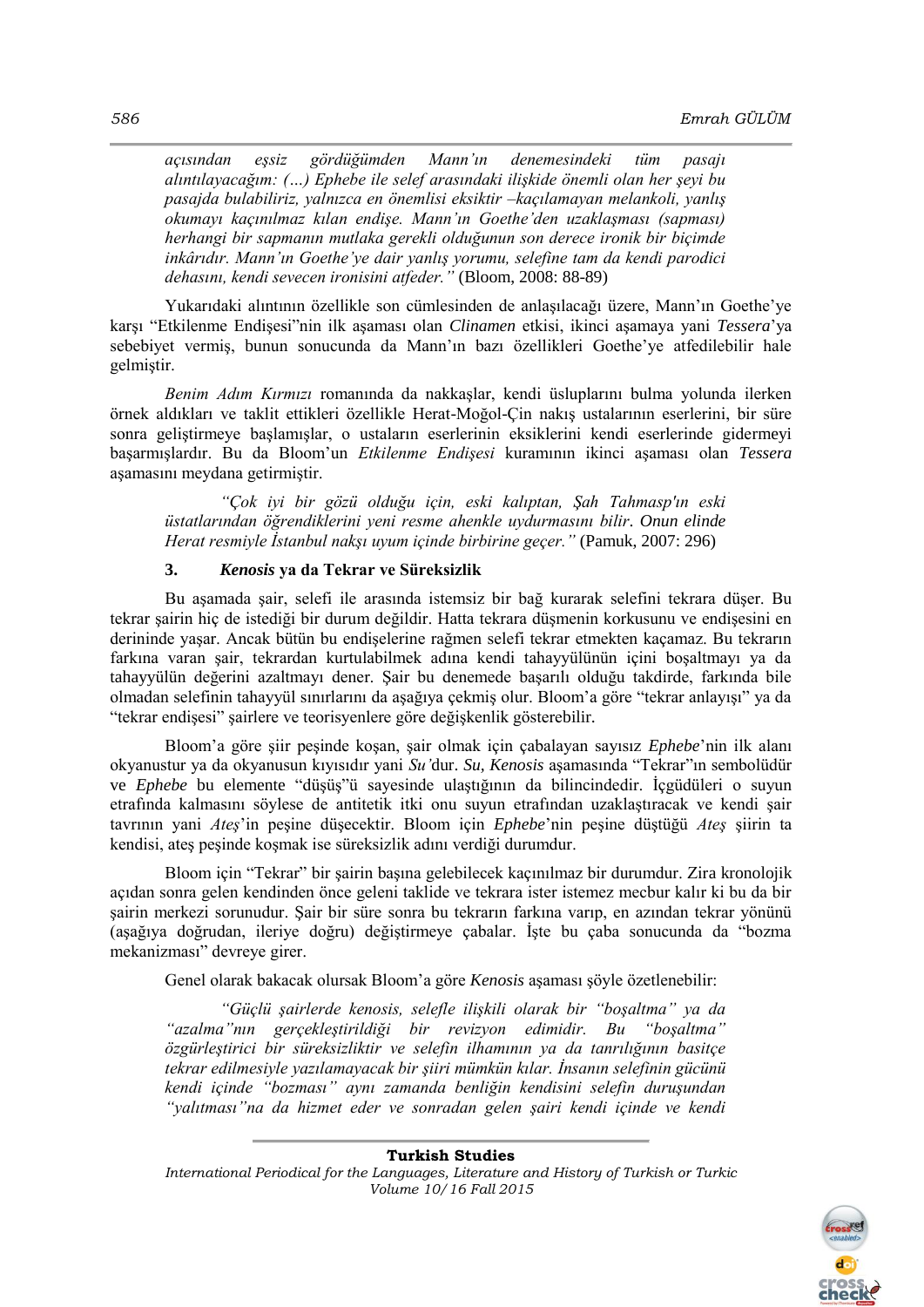*açısından eşsiz gördüğümden Mann'ın denemesindeki tüm pasajı alıntılayacağım: (…) Ephebe ile selef arasındaki ilişkide önemli olan her şeyi bu pasajda bulabiliriz, yalnızca en önemlisi eksiktir –kaçılamayan melankoli, yanlış okumayı kaçınılmaz kılan endişe. Mann'ın Goethe'den uzaklaşması (sapması) herhangi bir sapmanın mutlaka gerekli olduğunun son derece ironik bir biçimde inkârıdır. Mann'ın Goethe'ye dair yanlış yorumu, selefine tam da kendi parodici dehasını, kendi sevecen ironisini atfeder."* (Bloom, 2008: 88-89)

Yukarıdaki alıntının özellikle son cümlesinden de anlaşılacağı üzere, Mann'ın Goethe'ye karşı "Etkilenme Endişesi"nin ilk aşaması olan *Clinamen* etkisi, ikinci aşamaya yani *Tessera*'ya sebebiyet vermiş, bunun sonucunda da Mann'ın bazı özellikleri Goethe'ye atfedilebilir hale gelmiştir.

*Benim Adım Kırmızı* romanında da nakkaşlar, kendi üsluplarını bulma yolunda ilerken örnek aldıkları ve taklit ettikleri özellikle Herat-Moğol-Çin nakış ustalarının eserlerini, bir süre sonra geliştirmeye başlamışlar, o ustaların eserlerinin eksiklerini kendi eserlerinde gidermeyi başarmışlardır. Bu da Bloom'un *Etkilenme Endişesi* kuramının ikinci aşaması olan *Tessera* aşamasını meydana getirmiştir.

*"Çok iyi bir gözü olduğu için, eski kalıptan, Şah Tahmasp'ın eski üstatlarından öğrendiklerini yeni resme ahenkle uydurmasını bilir. Onun elinde Herat resmiyle İstanbul nakşı uyum içinde birbirine geçer."* (Pamuk, 2007: 296)

### 3. *Kenosis* ya da Tekrar ve Süreksizlik

Bu aşamada şair, selefi ile arasında istemsiz bir bağ kurarak selefini tekrara düşer. Bu tekrar şairin hiç de istediği bir durum değildir. Hatta tekrara düşmenin korkusunu ve endişesini en derininde yaşar. Ancak bütün bu endişelerine rağmen selefi tekrar etmekten kaçamaz. Bu tekrarın farkına varan şair, tekrardan kurtulabilmek adına kendi tahayyülünün içini boşaltmayı ya da tahayyülün değerini azaltmayı dener. Şair bu denemede başarılı olduğu takdirde, farkında bile olmadan selefinin tahayyül sınırlarını da aşağıya çekmiş olur. Bloom'a göre "tekrar anlayışı" ya da "tekrar endişesi" şairlere ve teorisyenlere göre değişkenlik gösterebilir.

Bloom'a göre şiir peşinde koşan, şair olmak için çabalayan sayısız *Ephebe*'nin ilk alanı okyanustur ya da okyanusun kıyısıdır yani *Su'*dur. *Su, Kenosis* aşamasında "Tekrar"ın sembolüdür ve *Ephebe* bu elemente "düşüş"ü sayesinde ulaştığının da bilincindedir. İçgüdüleri o suyun etrafında kalmasını söylese de antitetik itki onu suyun etrafından uzaklaştıracak ve kendi şair tavrının yani *Ateş*'in peşine düşecektir. Bloom için *Ephebe*'nin peşine düştüğü *Ateş* şiirin ta kendisi, ateş peşinde koşmak ise süreksizlik adını verdiği durumdur.

Bloom için "Tekrar" bir şairin başına gelebilecek kaçınılmaz bir durumdur. Zira kronolojik açıdan sonra gelen kendinden önce geleni taklide ve tekrara ister istemez mecbur kalır ki bu da bir şairin merkezi sorunudur. Şair bir süre sonra bu tekrarın farkına varıp, en azından tekrar yönünü (aşağıya doğrudan, ileriye doğru) değiştirmeye çabalar. İşte bu çaba sonucunda da "bozma mekanizması" devreye girer.

Genel olarak bakacak olursak Bloom'a göre *Kenosis* aşaması şöyle özetlenebilir:

*"Güçlü şairlerde kenosis, selefle ilişkili olarak bir "boşaltma" ya da "azalma"nın gerçekleştirildiği bir revizyon edimidir. Bu "boşaltma" özgürleştirici bir süreksizliktir ve selefin ilhamının ya da tanrılığının basitçe tekrar edilmesiyle yazılamayacak bir şiiri mümkün kılar. İnsanın selefinin gücünü kendi içinde "bozması" aynı zamanda benliğin kendisini selefin duruşundan "yalıtması"na da hizmet eder ve sonradan gelen şairi kendi içinde ve kendi*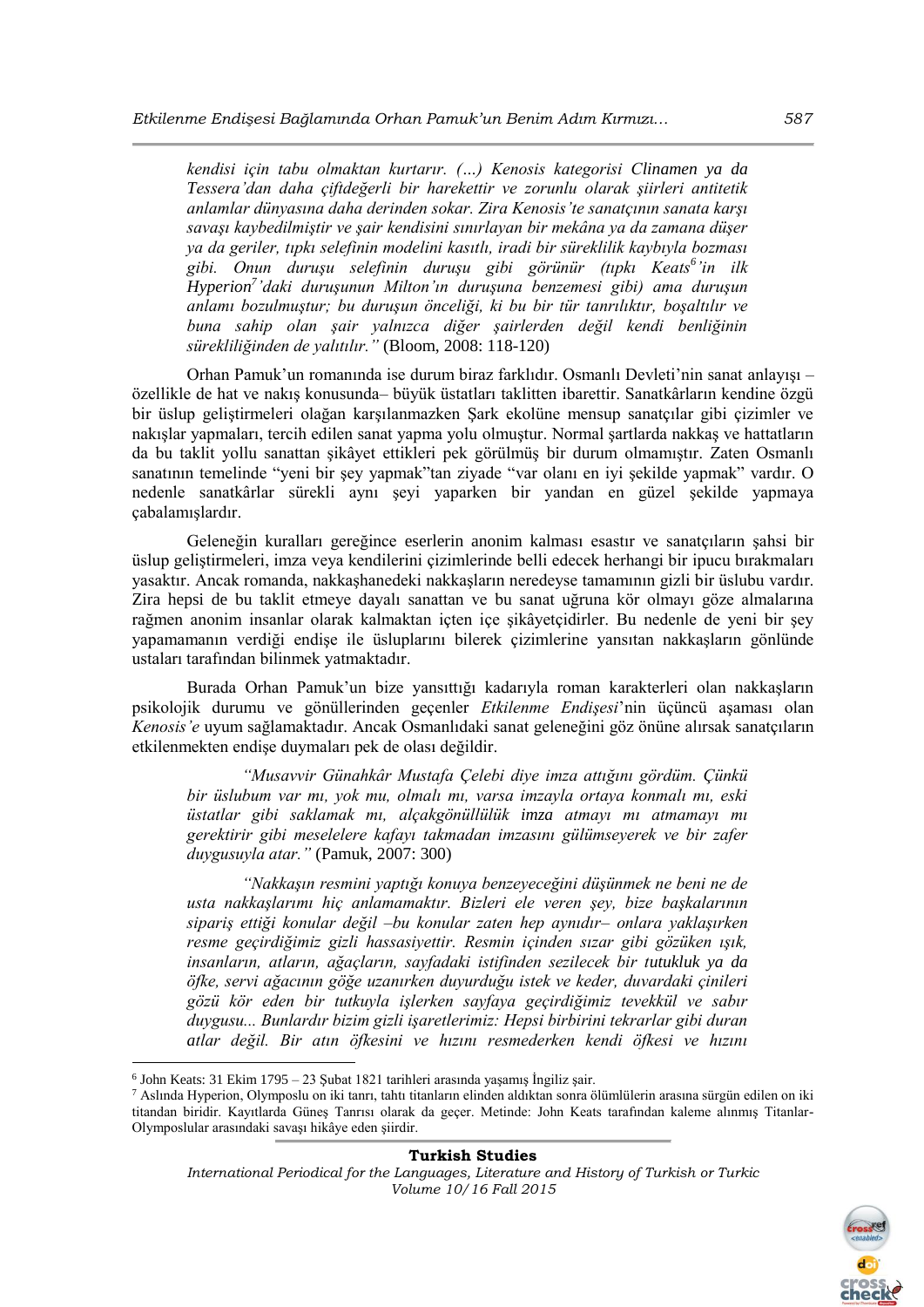> *kendisi için tabu olmaktan kurtarır. (…) Kenosis kategorisi Clinamen ya da Tessera'dan daha çiftdeğerli bir harekettir ve zorunlu olarak şiirleri antitetik anlamlar dünyasına daha derinden sokar. Zira Kenosis'te sanatçının sanata karşı savaşı kaybedilmiştir ve şair kendisini sınırlayan bir mekâna ya da zamana düşer ya da geriler, tıpkı selefinin modelini kasıtlı, iradi bir süreklilik kaybıyla bozması gibi. Onun duruşu selefinin duruşu gibi görünür (tıpkı Keats[6]'in ilk Hyperion[7]'daki duruşunun Milton'ın duruşuna benzemesi gibi) ama duruşun anlamı bozulmuştur; bu duruşun önceliği, ki bu bir tür tanrılıktır, boşaltılır ve buna sahip olan şair yalnızca diğer şairlerden değil kendi benliğinin sürekliliğinden de yalıtılır."* (Bloom, 2008: 118-120)

Orhan Pamuk'un romanında ise durum biraz farklıdır. Osmanlı Devleti'nin sanat anlayışı –özellikle de hat ve nakış konusunda– büyük üstatları taklitten ibarettir. Sanatkârların kendine özgü bir üslup geliştirmeleri olağan karşılanmazken Şark ekolüne mensup sanatçılar gibi çizimler ve nakışlar yapmaları, tercih edilen sanat yapma yolu olmuştur. Normal şartlarda nakkaş ve hattatların da bu taklit yollu sanattan şikâyet ettikleri pek görülmüş bir durum olmamıştır. Zaten Osmanlı sanatının temelinde "yeni bir şey yapmak"tan ziyade "var olanı en iyi şekilde yapmak" vardır. O nedenle sanatkârlar sürekli aynı şeyi yaparken bir yandan en güzel şekilde yapmaya çabalamışlardır.

Geleneğin kuralları gereğince eserlerin anonim kalması esastır ve sanatçıların şahsi bir üslup geliştirmeleri, imza veya kendilerini çizimlerinde belli edecek herhangi bir ipucu bırakmaları yasaktır. Ancak romanda, nakkaşhanedeki nakkaşların neredeyse tamamının gizli bir üslubu vardır. Zira hepsi de bu taklit etmeye dayalı sanattan ve bu sanat uğruna kör olmayı göze almalarına rağmen anonim insanlar olarak kalmaktan içten içe şikâyetçidirler. Bu nedenle de yeni bir şey yapamamanın verdiği endişe ile üsluplarını bilerek çizimlerine yansıtan nakkaşların gönlünde ustaları tarafından bilinmek yatmaktadır.

Burada Orhan Pamuk'un bize yansıttığı kadarıyla roman karakterleri olan nakkaşların psikolojik durumu ve gönüllerinden geçenler *Etkilenme Endişesi*'nin üçüncü aşaması olan *Kenosis'e* uyum sağlamaktadır. Ancak Osmanlıdaki sanat geleneğini göz önüne alırsak sanatçıların etkilenmekten endişe duymaları pek de olası değildir.

> *"Musavvir Günahkâr Mustafa Çelebi diye imza attığını gördüm. Çünkü bir üslubum var mı, yok mu, olmalı mı, varsa imzayla ortaya konmalı mı, eski üstatlar gibi saklamak mı, alçakgönüllülük imza atmayı mı atmamayı mı gerektirir gibi meselelere kafayı takmadan imzasını gülümseyerek ve bir zafer duygusuyla atar."* (Pamuk, 2007: 300)

> *"Nakkaşın resmini yaptığı konuya benzeyeceğini düşünmek ne beni ne de usta nakkaşlarımı hiç anlamamaktır. Bizleri ele veren şey, bize başkalarının sipariş ettiği konular değil –bu konular zaten hep aynıdır– onlara yaklaşırken resme geçirdiğimiz gizli hassasiyettir. Resmin içinden sızar gibi gözüken ışık, insanların, atların, ağaçların, sayfadaki istifinden sezilecek bir tutukluk ya da öfke, servi ağacının göğe uzanırken duyurduğu istek ve keder, duvardaki çinileri gözü kör eden bir tutkuyla işlerken sayfaya geçirdiğimiz tevekkül ve sabır duygusu... Bunlardır bizim gizli işaretlerimiz: Hepsi birbirini tekrarlar gibi duran atlar değil. Bir atın öfkesini ve hızını resmederken kendi öfkesi ve hızını*

---

[6] John Keats: 31 Ekim 1795 – 23 Şubat 1821 tarihleri arasında yaşamış İngiliz şair.

[7] Aslında Hyperion, Olymposlu on iki tanrı, tahtı titanların elinden aldıktan sonra ölümlülerin arasına sürgün edilen on iki titandan biridir. Kayıtlarda Güneş Tanrısı olarak da geçer. Metinde: John Keats tarafından kaleme alınmış Titanlar-Olymposlular arasındaki savaşı hikâye eden şiirdir.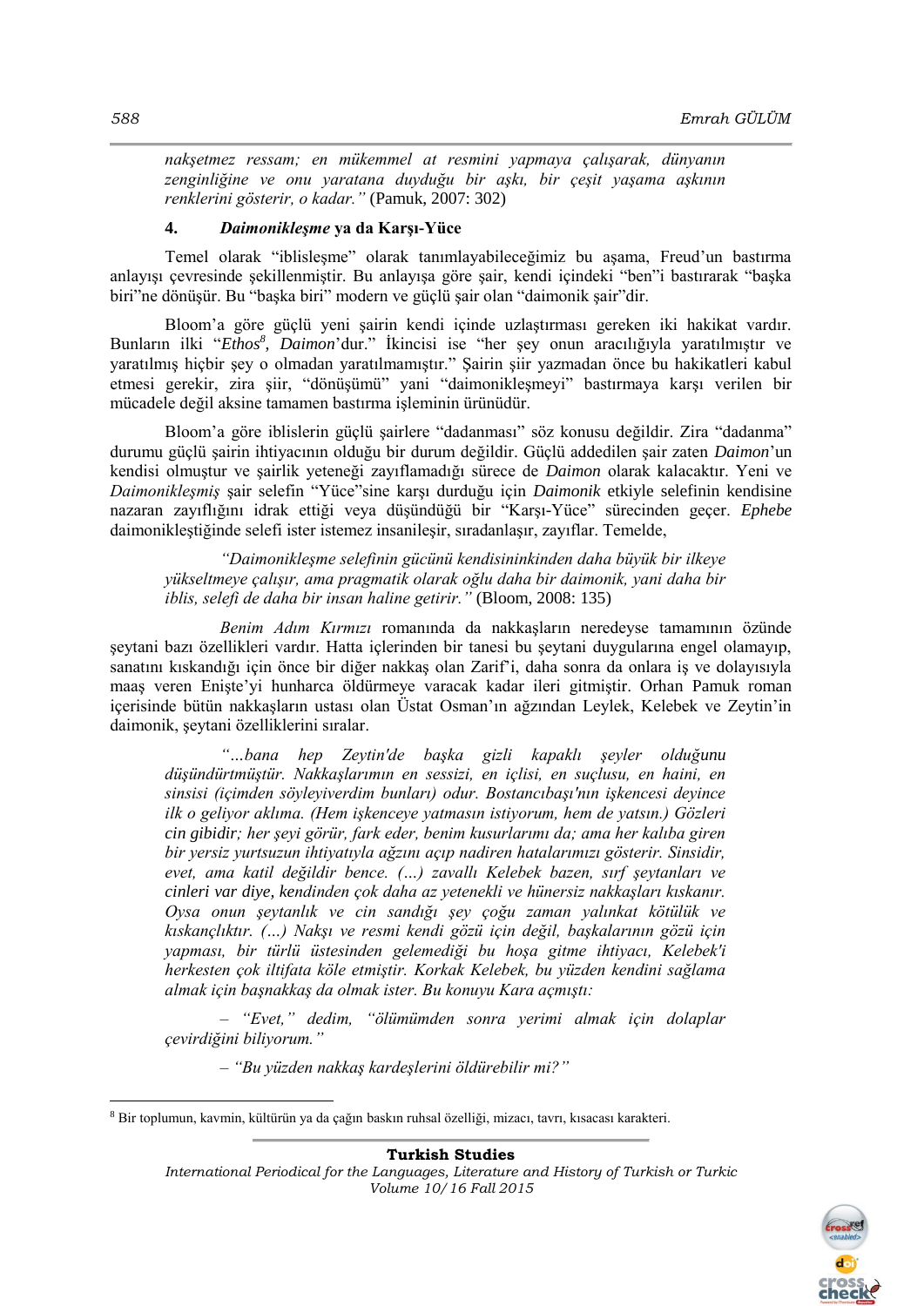*nakşetmez ressam; en mükemmel at resmini yapmaya çalışarak, dünyanın zenginliğine ve onu yaratana duyduğu bir aşkı, bir çeşit yaşama aşkının renklerini gösterir, o kadar."* (Pamuk, 2007: 302)

#### 4. *Daimonikleşme* ya da Karşı-Yüce

Temel olarak "iblisleşme" olarak tanımlayabileceğimiz bu aşama, Freud'un bastırma anlayışı çevresinde şekillenmiştir. Bu anlayışa göre şair, kendi içindeki "ben"i bastırarak "başka biri"ne dönüşür. Bu "başka biri" modern ve güçlü şair olan "daimonik şair"dir.

Bloom'a göre güçlü yeni şairin kendi içinde uzlaştırması gereken iki hakikat vardır. Bunların ilki "*Ethos*[8], *Daimon*'dur." İkincisi ise "her şey onun aracılığıyla yaratılmıştır ve yaratılmış hiçbir şey o olmadan yaratılmamıştır." Şairin şiir yazmadan önce bu hakikatleri kabul etmesi gerekir, zira şiir, "dönüşümü" yani "daimonikleşmeyi" bastırmaya karşı verilen bir mücadele değil aksine tamamen bastırma işleminin ürünüdür.

Bloom'a göre iblislerin güçlü şairlere "dadanması" söz konusu değildir. Zira "dadanma" durumu güçlü şairin ihtiyacının olduğu bir durum değildir. Güçlü addedilen şair zaten *Daimon*'un kendisi olmuştur ve şairlik yeteneği zayıflamadığı sürece de *Daimon* olarak kalacaktır. Yeni ve *Daimonikleşmiş* şair selefin "Yüce"sine karşı durduğu için *Daimonik* etkiyle selefinin kendisine nazaran zayıflığını idrak ettiği veya düşündüğü bir "Karşı-Yüce" sürecinden geçer. *Ephebe* daimonikleştiğinde selefi ister istemez insanileşir, sıradanlaşır, zayıflar. Temelde,

> *"Daimonikleşme selefinin gücünü kendisininkinden daha büyük bir ilkeye yükseltmeye çalışır, ama pragmatik olarak oğlu daha bir daimonik, yani daha bir iblis, selefi de daha bir insan haline getirir."* (Bloom, 2008: 135)

*Benim Adım Kırmızı* romanında da nakkaşların neredeyse tamamının özünde şeytani bazı özellikleri vardır. Hatta içlerinden bir tanesi bu şeytani duygularına engel olamayıp, sanatını kıskandığı için önce bir diğer nakkaş olan Zarif'i, daha sonra da onlara iş ve dolayısıyla maaş veren Enişte'yi hunharca öldürmeye varacak kadar ileri gitmiştir. Orhan Pamuk roman içerisinde bütün nakkaşların ustası olan Üstat Osman'ın ağzından Leylek, Kelebek ve Zeytin'in daimonik, şeytani özelliklerini sıralar.

> *"…bana hep Zeytin'de başka gizli kapaklı şeyler olduğunu düşündürtmüştür. Nakkaşlarımın en sessizi, en içlisi, en suçlusu, en haini, en sinsisi (içimden söyleyiverdim bunları) odur. Bostancıbaşı'nın işkencesi deyince ilk o geliyor aklıma. (Hem işkenceye yatmasın istiyorum, hem de yatsın.) Gözleri cin gibidir; her şeyi görür, fark eder, benim kusurlarımı da; ama her kalıba giren bir yersiz yurtsuzun ihtiyatıyla ağzını açıp nadiren hatalarımızı gösterir. Sinsidir, evet, ama katil değildir bence. (…) zavallı Kelebek bazen, sırf şeytanları ve cinleri var diye, kendinden çok daha az yetenekli ve hünersiz nakkaşları kıskanır. Oysa onun şeytanlık ve cin sandığı şey çoğu zaman yalınkat kötülük ve kıskançlıktır. (…) Nakşı ve resmi kendi gözü için değil, başkalarının gözü için yapması, bir türlü üstesinden gelemediği bu hoşa gitme ihtiyacı, Kelebek'i herkesten çok iltifata köle etmiştir. Korkak Kelebek, bu yüzden kendini sağlama almak için başnakkaş da olmak ister. Bu konuyu Kara açmıştı:*
>
> *– "Evet," dedim, "ölümümden sonra yerimi almak için dolaplar çevirdiğini biliyorum."*
>
> *– "Bu yüzden nakkaş kardeşlerini öldürebilir mi?"*

---

[8] Bir toplumun, kavmin, kültürün ya da çağın baskın ruhsal özelliği, mizacı, tavrı, kısacası karakteri.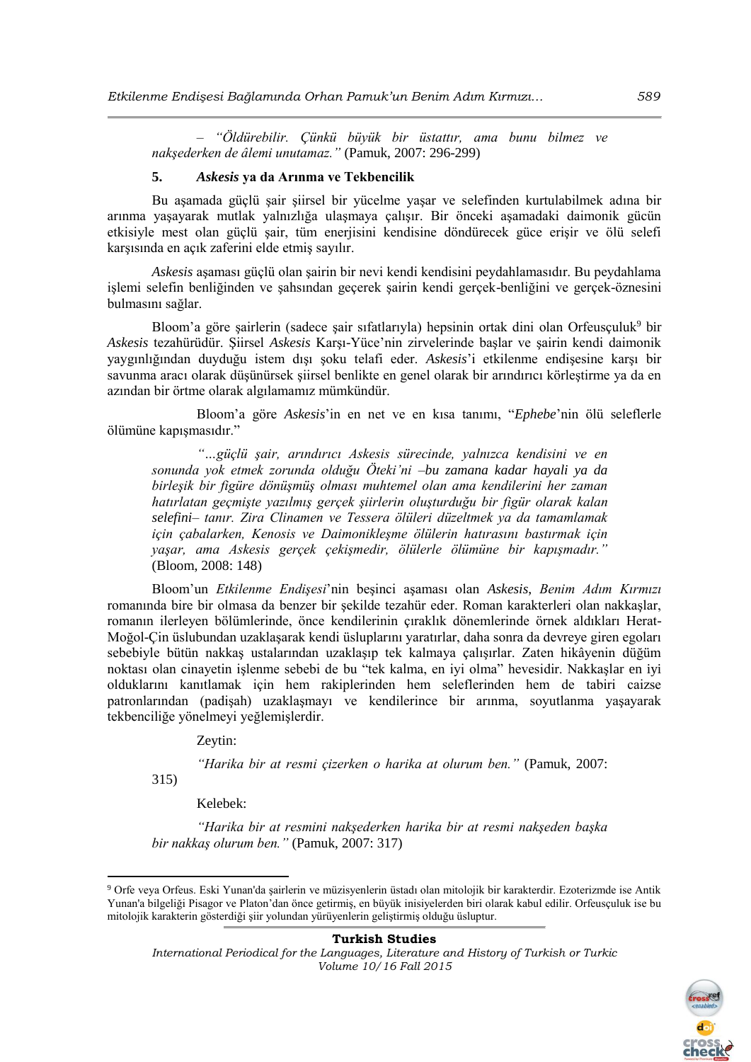*– "Öldürebilir. Çünkü büyük bir üstattır, ama bunu bilmez ve nakşederken de âlemi unutamaz."* (Pamuk, 2007: 296-299)

### 5. *Askesis* ya da Arınma ve Tekbencilik

Bu aşamada güçlü şair şiirsel bir yücelme yaşar ve selefinden kurtulabilmek adına bir arınma yaşayarak mutlak yalnızlığa ulaşmaya çalışır. Bir önceki aşamadaki daimonik gücün etkisiyle mest olan güçlü şair, tüm enerjisini kendisine döndürecek güce erişir ve ölü selefi karşısında en açık zaferini elde etmiş sayılır.

*Askesis* aşaması güçlü olan şairin bir nevi kendi kendisini peydahlamasıdır. Bu peydahlama işlemi selefin benliğinden ve şahsından geçerek şairin kendi gerçek-benliğini ve gerçek-öznesini bulmasını sağlar.

Bloom'a göre şairlerin (sadece şair sıfatlarıyla) hepsinin ortak dini olan Orfeusçuluk[9] bir *Askesis* tezahürüdür. Şiirsel *Askesis* Karşı-Yüce'nin zirvelerinde başlar ve şairin kendi daimonik yaygınlığından duyduğu istem dışı şoku telafi eder. *Askesis*'i etkilenme endişesine karşı bir savunma aracı olarak düşünürsek şiirsel benlikte en genel olarak bir arındırıcı körleştirme ya da en azından bir örtme olarak algılamamız mümkündür.

Bloom'a göre *Askesis*'in en net ve en kısa tanımı, "*Ephebe*'nin ölü seleflerle ölümüne kapışmasıdır."

> *"…güçlü şair, arındırıcı Askesis sürecinde, yalnızca kendisini ve en sonunda yok etmek zorunda olduğu Öteki'ni –bu zamana kadar hayali ya da birleşik bir figüre dönüşmüş olması muhtemel olan ama kendilerini her zaman hatırlatan geçmişte yazılmış gerçek şiirlerin oluşturduğu bir figür olarak kalan selefini– tanır. Zira Clinamen ve Tessera ölüleri düzeltmek ya da tamamlamak için çabalarken, Kenosis ve Daimonikleşme ölülerin hatırasını bastırmak için yaşar, ama Askesis gerçek çekişmedir, ölülerle ölümüne bir kapışmadır."* (Bloom, 2008: 148)

Bloom'un *Etkilenme Endişesi*'nin beşinci aşaması olan *Askesis*, *Benim Adım Kırmızı* romanında bire bir olmasa da benzer bir şekilde tezahür eder. Roman karakterleri olan nakkaşlar, romanın ilerleyen bölümlerinde, önce kendilerinin çıraklık dönemlerinde örnek aldıkları Herat-Moğol-Çin üslubundan uzaklaşarak kendi üsluplarını yaratırlar, daha sonra da devreye giren egoları sebebiyle bütün nakkaş ustalarından uzaklaşıp tek kalmaya çalışırlar. Zaten hikâyenin düğüm noktası olan cinayetin işlenme sebebi de bu "tek kalma, en iyi olma" hevesidir. Nakkaşlar en iyi olduklarını kanıtlamak için hem rakiplerinden hem seleflerinden hem de tabiri caizse patronlarından (padişah) uzaklaşmayı ve kendilerince bir arınma, soyutlanma yaşayarak tekbenciliğe yönelmeyi yeğlemişlerdir.

Zeytin:

*"Harika bir at resmi çizerken o harika at olurum ben."* (Pamuk, 2007: 315)

Kelebek:

*"Harika bir at resmini nakşederken harika bir at resmi nakşeden başka bir nakkaş olurum ben."* (Pamuk, 2007: 317)

---

[9] Orfe veya Orfeus. Eski Yunan'da şairlerin ve müzisyenlerin üstadı olan mitolojik bir karakterdir. Ezoterizmde ise Antik Yunan'a bilgeliği Pisagor ve Platon'dan önce getirmiş, en büyük inisiyelerden biri olarak kabul edilir. Orfeusçuluk ise bu mitolojik karakterin gösterdiği şiir yolundan yürüyenlerin geliştirmiş olduğu üsluptur.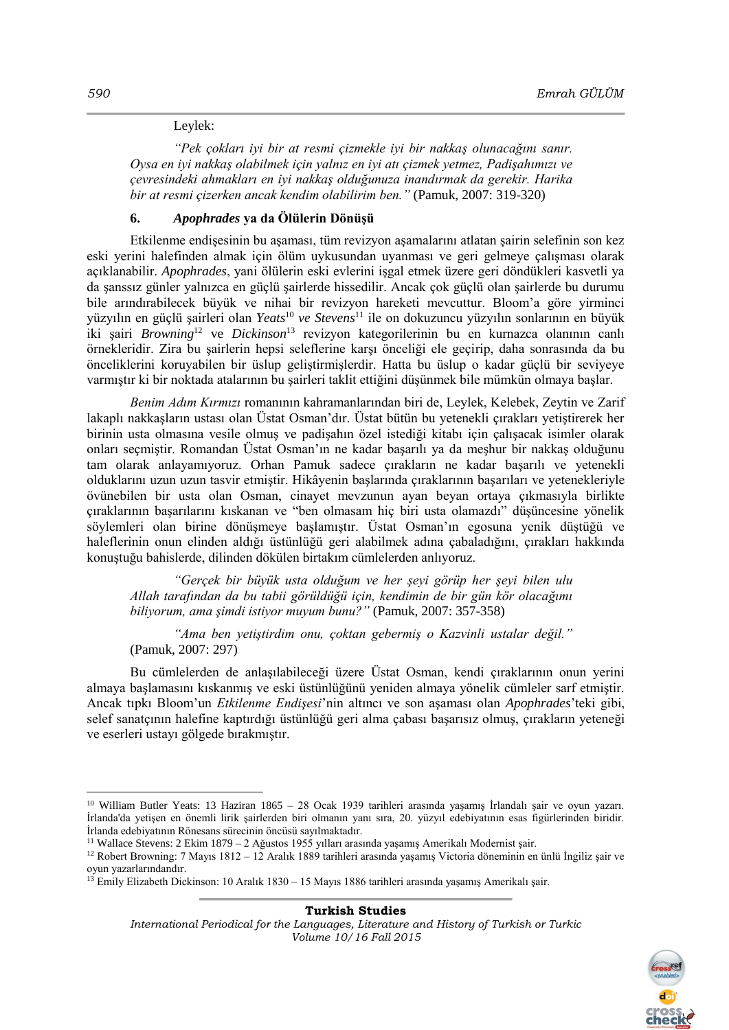Leylek:

*"Pek çokları iyi bir at resmi çizmekle iyi bir nakkaş olunacağını sanır. Oysa en iyi nakkaş olabilmek için yalnız en iyi atı çizmek yetmez, Padişahımızı ve çevresindeki ahmakları en iyi nakkaş olduğunuza inandırmak da gerekir. Harika bir at resmi çizerken ancak kendim olabilirim ben."* (Pamuk, 2007: 319-320)

### 6. *Apophrades* ya da Ölülerin Dönüşü

Etkilenme endişesinin bu aşaması, tüm revizyon aşamalarını atlatan şairin selefinin son kez eski yerini halefinden almak için ölüm uykusundan uyanması ve geri gelmeye çalışması olarak açıklanabilir. *Apophrades*, yani ölülerin eski evlerini işgal etmek üzere geri döndükleri kasvetli ya da şanssız günler yalnızca en güçlü şairlerde hissedilir. Ancak çok güçlü olan şairlerde bu durumu bile arındırabilecek büyük ve nihai bir revizyon hareketi mevcuttur. Bloom'a göre yirminci yüzyılın en güçlü şairleri olan *Yeats*[10] *ve Stevens*[11] ile on dokuzuncu yüzyılın sonlarının en büyük iki şairi *Browning*[12] ve *Dickinson*[13] revizyon kategorilerinin bu en kurnazca olanının canlı örnekleridir. Zira bu şairlerin hepsi seleflerine karşı önceliği ele geçirip, daha sonrasında da bu önceliklerini koruyabilen bir üslup geliştirmişlerdir. Hatta bu üslup o kadar güçlü bir seviyeye varmıştır ki bir noktada atalarının bu şairleri taklit ettiğini düşünmek bile mümkün olmaya başlar.

*Benim Adım Kırmızı* romanının kahramanlarından biri de, Leylek, Kelebek, Zeytin ve Zarif lakaplı nakkaşların ustası olan Üstat Osman'dır. Üstat bütün bu yetenekli çırakları yetiştirerek her birinin usta olmasına vesile olmuş ve padişahın özel istediği kitabı için çalışacak isimler olarak onları seçmiştir. Romandan Üstat Osman'ın ne kadar başarılı ya da meşhur bir nakkaş olduğunu tam olarak anlayamıyoruz. Orhan Pamuk sadece çırakların ne kadar başarılı ve yetenekli olduklarını uzun uzun tasvir etmiştir. Hikâyenin başlarında çıraklarının başarıları ve yetenekleriyle övünebilen bir usta olan Osman, cinayet mevzunun ayan beyan ortaya çıkmasıyla birlikte çıraklarının başarılarını kıskanan ve "ben olmasam hiç biri usta olamazdı" düşüncesine yönelik söylemleri olan birine dönüşmeye başlamıştır. Üstat Osman'ın egosuna yenik düştüğü ve haleflerinin onun elinden aldığı üstünlüğü geri alabilmek adına çabaladığını, çırakları hakkında konuştuğu bahislerde, dilinden dökülen birtakım cümlelerden anlıyoruz.

*"Gerçek bir büyük usta olduğum ve her şeyi görüp her şeyi bilen ulu Allah tarafından da bu tabii görüldüğü için, kendimin de bir gün kör olacağımı biliyorum, ama şimdi istiyor muyum bunu?"* (Pamuk, 2007: 357-358)

*"Ama ben yetiştirdim onu, çoktan gebermiş o Kazvinli ustalar değil."* (Pamuk, 2007: 297)

Bu cümlelerden de anlaşılabileceği üzere Üstat Osman, kendi çıraklarının onun yerini almaya başlamasını kıskanmış ve eski üstünlüğünü yeniden almaya yönelik cümleler sarf etmiştir. Ancak tıpkı Bloom'un *Etkilenme Endişesi*'nin altıncı ve son aşaması olan *Apophrades*'teki gibi, selef sanatçının halefine kaptırdığı üstünlüğü geri alma çabası başarısız olmuş, çırakların yeteneği ve eserleri ustayı gölgede bırakmıştır.

---

[10] William Butler Yeats: 13 Haziran 1865 – 28 Ocak 1939 tarihleri arasında yaşamış İrlandalı şair ve oyun yazarı. İrlanda'da yetişen en önemli lirik şairlerden biri olmanın yanı sıra, 20. yüzyıl edebiyatının esas figürlerinden biridir. İrlanda edebiyatının Rönesans sürecinin öncüsü sayılmaktadır.

[11] Wallace Stevens: 2 Ekim 1879 – 2 Ağustos 1955 yılları arasında yaşamış Amerikalı Modernist şair.

[12] Robert Browning: 7 Mayıs 1812 – 12 Aralık 1889 tarihleri arasında yaşamış Victoria döneminin en ünlü İngiliz şair ve oyun yazarlarındandır.

[13] Emily Elizabeth Dickinson: 10 Aralık 1830 – 15 Mayıs 1886 tarihleri arasında yaşamış Amerikalı şair.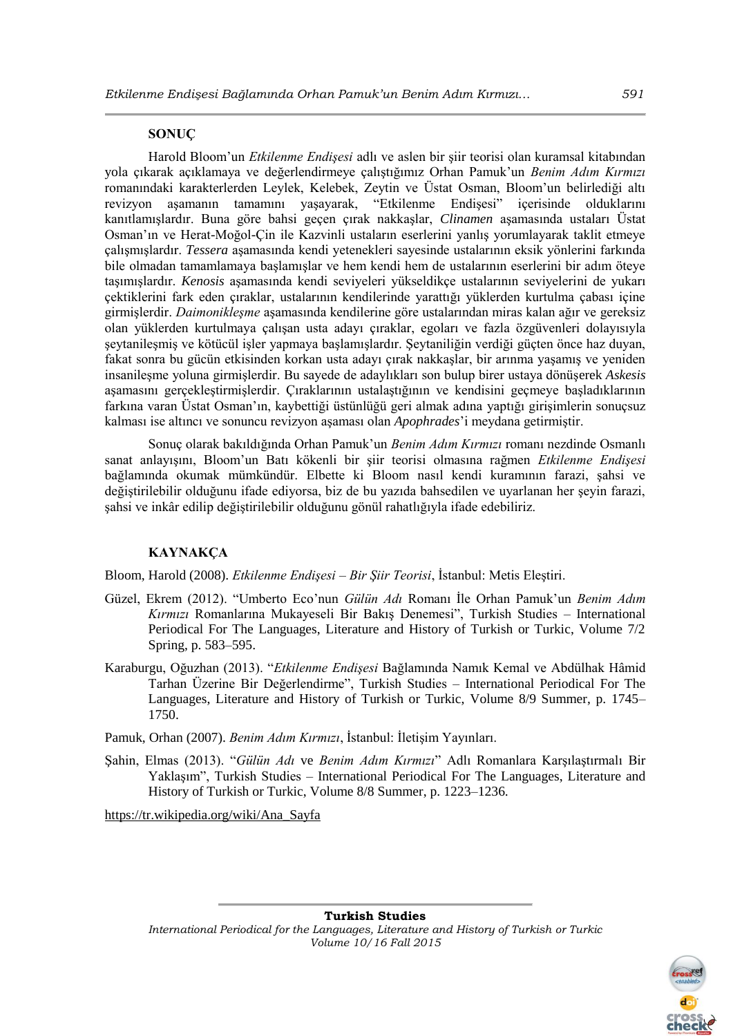### SONUÇ

Harold Bloom'un *Etkilenme Endişesi* adlı ve aslen bir şiir teorisi olan kuramsal kitabından yola çıkarak açıklamaya ve değerlendirmeye çalıştığımız Orhan Pamuk'un *Benim Adım Kırmızı* romanındaki karakterlerden Leylek, Kelebek, Zeytin ve Üstat Osman, Bloom'un belirlediği altı revizyon aşamanın tamamını yaşayarak, "Etkilenme Endişesi" içerisinde olduklarını kanıtlamışlardır. Buna göre bahsi geçen çırak nakkaşlar, *Clinamen* aşamasında ustaları Üstat Osman'ın ve Herat-Moğol-Çin ile Kazvinli ustaların eserlerini yanlış yorumlayarak taklit etmeye çalışmışlardır. *Tessera* aşamasında kendi yetenekleri sayesinde ustalarının eksik yönlerini farkında bile olmadan tamamlamaya başlamışlar ve hem kendi hem de ustalarının eserlerini bir adım öteye taşımışlardır. *Kenosis* aşamasında kendi seviyeleri yükseldikçe ustalarının seviyelerini de yukarı çektiklerini fark eden çıraklar, ustalarının kendilerinde yarattığı yüklerden kurtulma çabası içine girmişlerdir. *Daimonikleşme* aşamasında kendilerine göre ustalarından miras kalan ağır ve gereksiz olan yüklerden kurtulmaya çalışan usta adayı çıraklar, egoları ve fazla özgüvenleri dolayısıyla şeytanileşmiş ve kötücül işler yapmaya başlamışlardır. Şeytaniliğin verdiği güçten önce haz duyan, fakat sonra bu gücün etkisinden korkan usta adayı çırak nakkaşlar, bir arınma yaşamış ve yeniden insanileşme yoluna girmişlerdir. Bu sayede de adaylıkları son bulup birer ustaya dönüşerek *Askesis* aşamasını gerçekleştirmişlerdir. Çıraklarının ustalaştığının ve kendisini geçmeye başladıklarının farkına varan Üstat Osman'ın, kaybettiği üstünlüğü geri almak adına yaptığı girişimlerin sonuçsuz kalması ise altıncı ve sonuncu revizyon aşaması olan *Apophrades*'i meydana getirmiştir.

Sonuç olarak bakıldığında Orhan Pamuk'un *Benim Adım Kırmızı* romanı nezdinde Osmanlı sanat anlayışını, Bloom'un Batı kökenli bir şiir teorisi olmasına rağmen *Etkilenme Endişesi* bağlamında okumak mümkündür. Elbette ki Bloom nasıl kendi kuramının farazi, şahsi ve değiştirilebilir olduğunu ifade ediyorsa, biz de bu yazıda bahsedilen ve uyarlanan her şeyin farazi, şahsi ve inkâr edilip değiştirilebilir olduğunu gönül rahatlığıyla ifade edebiliriz.

### KAYNAKÇA

Bloom, Harold (2008). *Etkilenme Endişesi – Bir Şiir Teorisi*, İstanbul: Metis Eleştiri.

Güzel, Ekrem (2012). "Umberto Eco'nun *Gülün Adı* Romanı İle Orhan Pamuk'un *Benim Adım Kırmızı* Romanlarına Mukayeseli Bir Bakış Denemesi", Turkish Studies – International Periodical For The Languages, Literature and History of Turkish or Turkic, Volume 7/2 Spring, p. 583–595.

Karaburgu, Oğuzhan (2013). "*Etkilenme Endişesi* Bağlamında Namık Kemal ve Abdülhak Hâmid Tarhan Üzerine Bir Değerlendirme", Turkish Studies – International Periodical For The Languages, Literature and History of Turkish or Turkic, Volume 8/9 Summer, p. 1745–1750.

Pamuk, Orhan (2007). *Benim Adım Kırmızı*, İstanbul: İletişim Yayınları.

Şahin, Elmas (2013). "*Gülün Adı* ve *Benim Adım Kırmızı*" Adlı Romanlara Karşılaştırmalı Bir Yaklaşım", Turkish Studies – International Periodical For The Languages, Literature and History of Turkish or Turkic, Volume 8/8 Summer, p. 1223–1236.

https://tr.wikipedia.org/wiki/Ana_Sayfa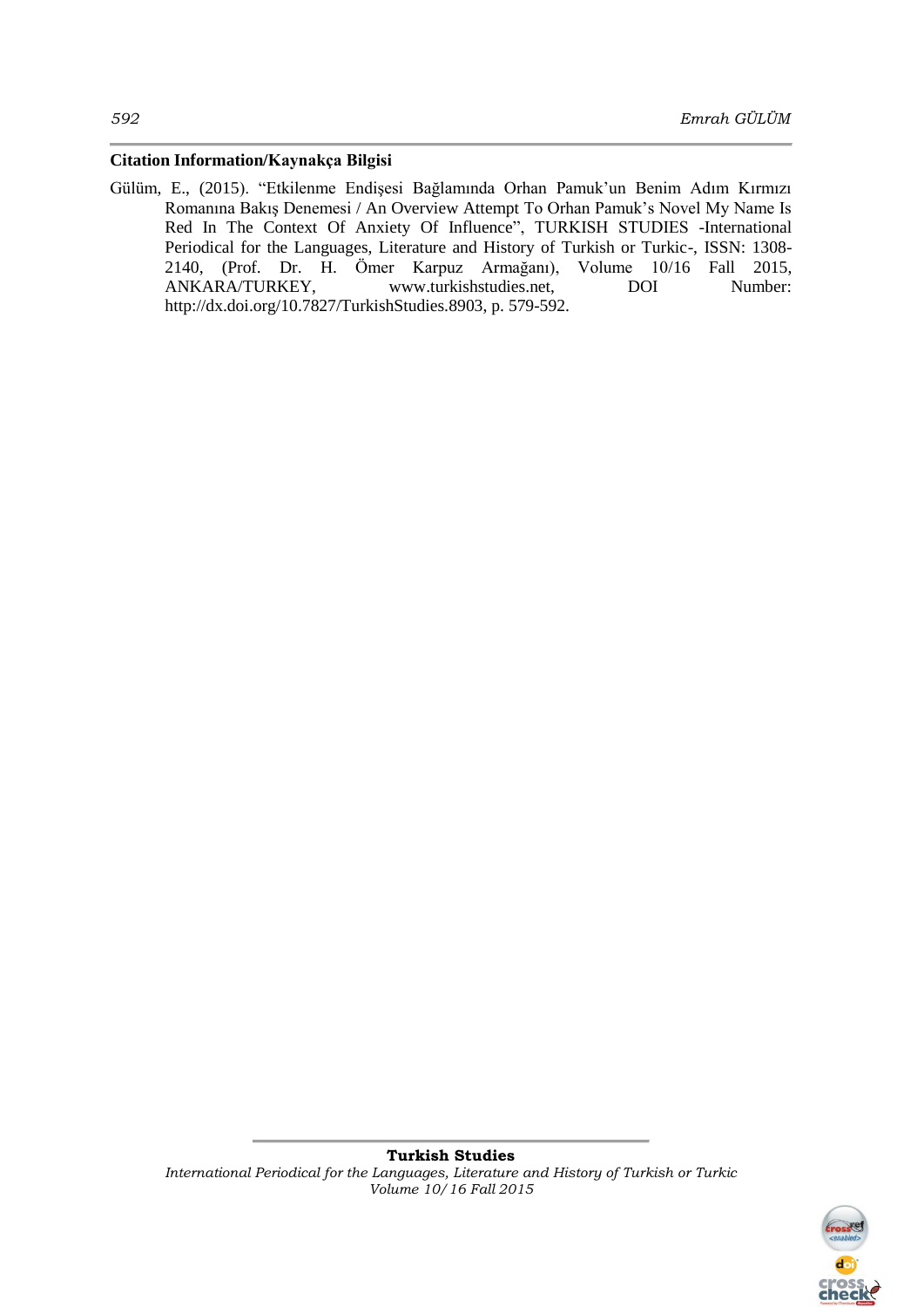**Citation Information/Kaynakça Bilgisi**

Gülüm, E., (2015). "Etkilenme Endişesi Bağlamında Orhan Pamuk'un Benim Adım Kırmızı Romanına Bakış Denemesi / An Overview Attempt To Orhan Pamuk's Novel My Name Is Red In The Context Of Anxiety Of Influence", TURKISH STUDIES -International Periodical for the Languages, Literature and History of Turkish or Turkic-, ISSN: 1308-2140, (Prof. Dr. H. Ömer Karpuz Armağanı), Volume 10/16 Fall 2015, ANKARA/TURKEY, www.turkishstudies.net, DOI Number: http://dx.doi.org/10.7827/TurkishStudies.8903, p. 579-592.